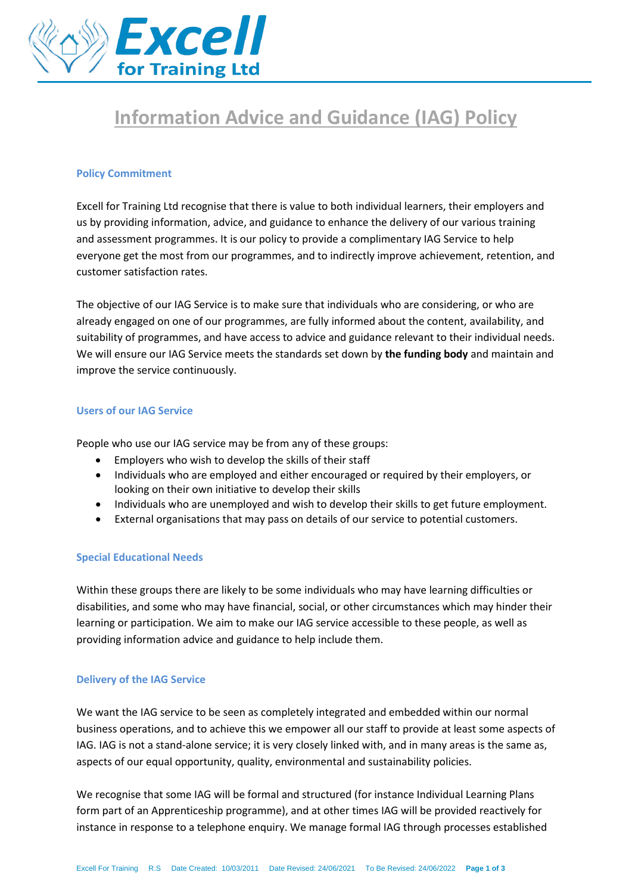# Information Advice and Guidance (IAG) Policy

## Policy Commitment

Excell for Training Ltd recognise that there is value to both individual learners, their employers and us by providing information, advice, and guidance to enhance the delivery of our various training and assessment programmes. It is our policy to provide a complimentary IAG Service to help everyone get the most from our programmes, and to indirectly improve achievement, retention, and customer satisfaction rates.

The objective of our IAG Service is to make sure that individuals who are considering, or who are already engaged on one of our programmes, are fully informed about the content, availability, and suitability of programmes, and have access to advice and guidance relevant to their individual needs. We will ensure our IAG Service meets the standards set down by **the funding body** and maintain and improve the service continuously.

## Users of our IAG Service

People who use our IAG service may be from any of these groups:

- Employers who wish to develop the skills of their staff
- Individuals who are employed and either encouraged or required by their employers, or looking on their own initiative to develop their skills
- Individuals who are unemployed and wish to develop their skills to get future employment.
- External organisations that may pass on details of our service to potential customers.

## Special Educational Needs

Within these groups there are likely to be some individuals who may have learning difficulties or disabilities, and some who may have financial, social, or other circumstances which may hinder their learning or participation. We aim to make our IAG service accessible to these people, as well as providing information advice and guidance to help include them.

## Delivery of the IAG Service

We want the IAG service to be seen as completely integrated and embedded within our normal business operations, and to achieve this we empower all our staff to provide at least some aspects of IAG. IAG is not a stand-alone service; it is very closely linked with, and in many areas is the same as, aspects of our equal opportunity, quality, environmental and sustainability policies.

We recognise that some IAG will be formal and structured (for instance Individual Learning Plans form part of an Apprenticeship programme), and at other times IAG will be provided reactively for instance in response to a telephone enquiry. We manage formal IAG through processes established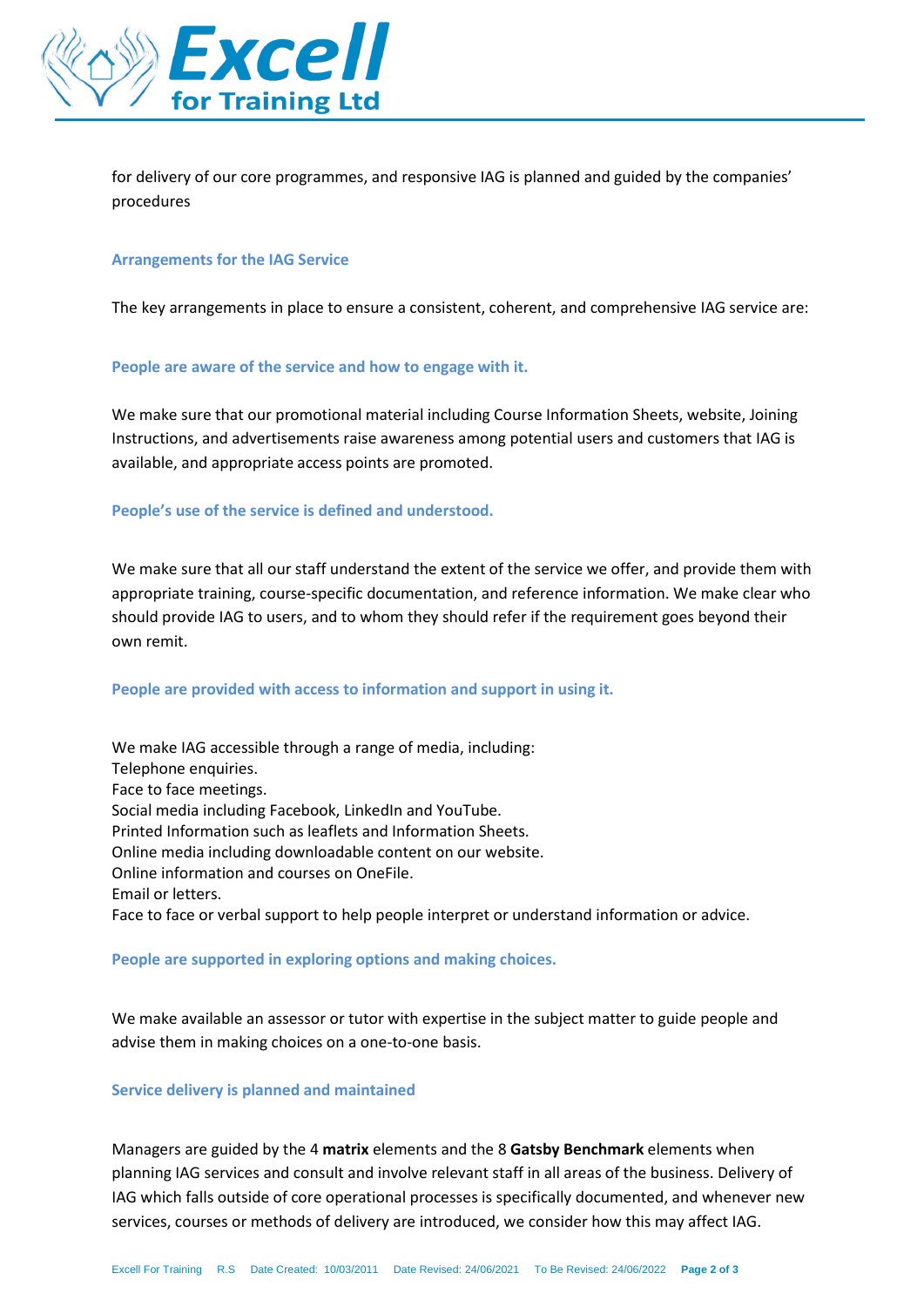for delivery of our core programmes, and responsive IAG is planned and guided by the companies' procedures

### Arrangements for the IAG Service

The key arrangements in place to ensure a consistent, coherent, and comprehensive IAG service are:

### People are aware of the service and how to engage with it.

We make sure that our promotional material including Course Information Sheets, website, Joining Instructions, and advertisements raise awareness among potential users and customers that IAG is available, and appropriate access points are promoted.

### People's use of the service is defined and understood.

We make sure that all our staff understand the extent of the service we offer, and provide them with appropriate training, course-specific documentation, and reference information. We make clear who should provide IAG to users, and to whom they should refer if the requirement goes beyond their own remit.

### People are provided with access to information and support in using it.

We make IAG accessible through a range of media, including:
Telephone enquiries.
Face to face meetings.
Social media including Facebook, LinkedIn and YouTube.
Printed Information such as leaflets and Information Sheets.
Online media including downloadable content on our website.
Online information and courses on OneFile.
Email or letters.
Face to face or verbal support to help people interpret or understand information or advice.

### People are supported in exploring options and making choices.

We make available an assessor or tutor with expertise in the subject matter to guide people and advise them in making choices on a one-to-one basis.

### Service delivery is planned and maintained

Managers are guided by the 4 **matrix** elements and the 8 **Gatsby Benchmark** elements when planning IAG services and consult and involve relevant staff in all areas of the business. Delivery of IAG which falls outside of core operational processes is specifically documented, and whenever new services, courses or methods of delivery are introduced, we consider how this may affect IAG.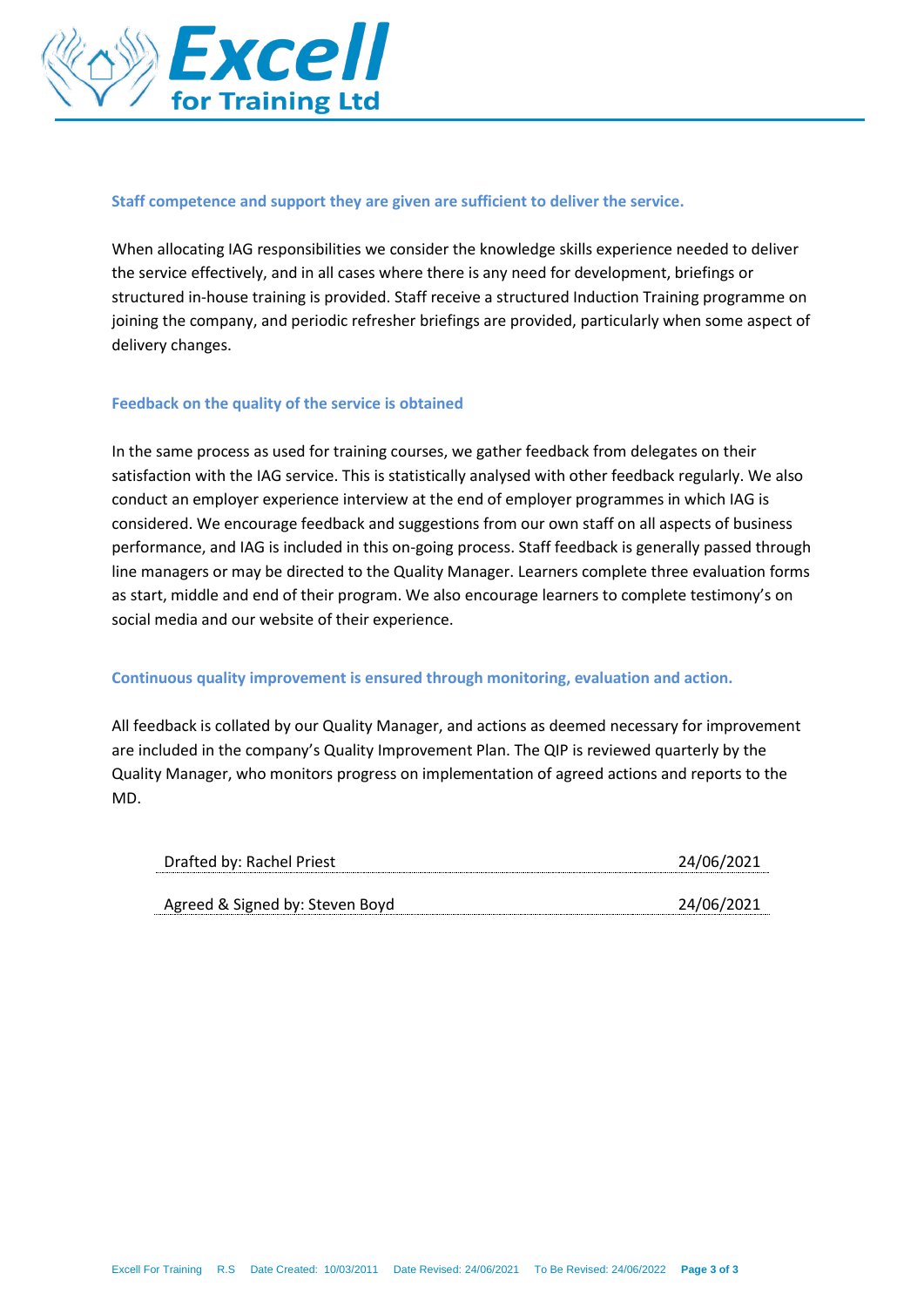### Staff competence and support they are given are sufficient to deliver the service.

When allocating IAG responsibilities we consider the knowledge skills experience needed to deliver the service effectively, and in all cases where there is any need for development, briefings or structured in-house training is provided. Staff receive a structured Induction Training programme on joining the company, and periodic refresher briefings are provided, particularly when some aspect of delivery changes.

### Feedback on the quality of the service is obtained

In the same process as used for training courses, we gather feedback from delegates on their satisfaction with the IAG service. This is statistically analysed with other feedback regularly. We also conduct an employer experience interview at the end of employer programmes in which IAG is considered. We encourage feedback and suggestions from our own staff on all aspects of business performance, and IAG is included in this on-going process. Staff feedback is generally passed through line managers or may be directed to the Quality Manager. Learners complete three evaluation forms as start, middle and end of their program. We also encourage learners to complete testimony's on social media and our website of their experience.

### Continuous quality improvement is ensured through monitoring, evaluation and action.

All feedback is collated by our Quality Manager, and actions as deemed necessary for improvement are included in the company's Quality Improvement Plan. The QIP is reviewed quarterly by the Quality Manager, who monitors progress on implementation of agreed actions and reports to the MD.

| | |
|---|---|
| Drafted by: Rachel Priest | 24/06/2021 |
| Agreed & Signed by: Steven Boyd | 24/06/2021 |